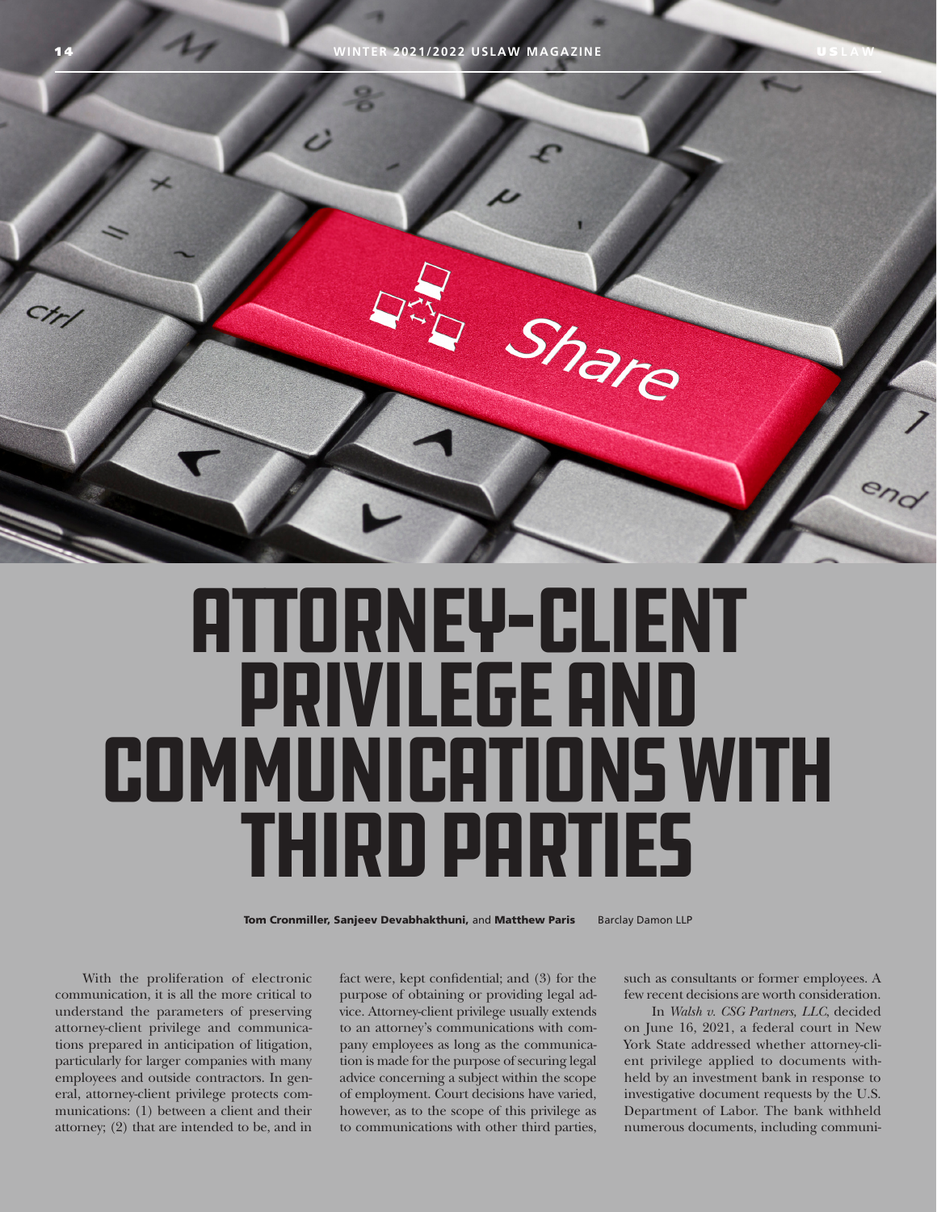# ATTORNEY-CLIENT PRIVILEGE AND COMMUNICATIONS WITH THIRD PARTIES

**Tom Cronmiller, Sanjeev Devabhakthuni,** and **Matthew Paris** Barclay Damon LLP

With the proliferation of electronic communication, it is all the more critical to understand the parameters of preserving attorney-client privilege and communications prepared in anticipation of litigation, particularly for larger companies with many employees and outside contractors. In general, attorney-client privilege protects communications: (1) between a client and their attorney; (2) that are intended to be, and in fact were, kept confidential; and (3) for the purpose of obtaining or providing legal advice. Attorney-client privilege usually extends to an attorney's communications with company employees as long as the communication is made for the purpose of securing legal advice concerning a subject within the scope of employment. Court decisions have varied, however, as to the scope of this privilege as to communications with other third parties, such as consultants or former employees. A few recent decisions are worth consideration.

In *Walsh v. CSG Partners, LLC*, decided on June 16, 2021, a federal court in New York State addressed whether attorney-client privilege applied to documents withheld by an investment bank in response to investigative document requests by the U.S. Department of Labor. The bank withheld numerous documents, including communi-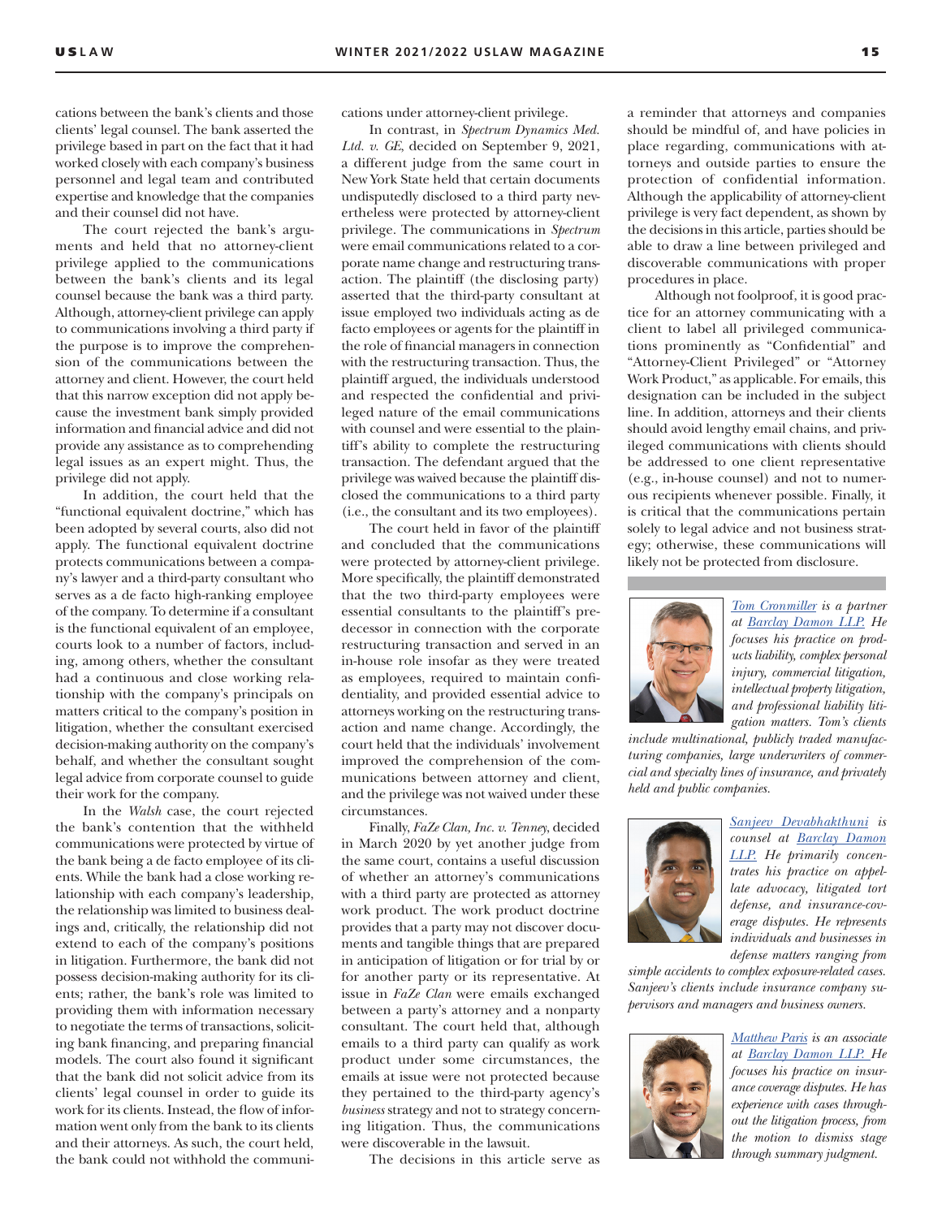cations between the bank's clients and those clients' legal counsel. The bank asserted the privilege based in part on the fact that it had worked closely with each company's business personnel and legal team and contributed expertise and knowledge that the companies and their counsel did not have.

The court rejected the bank's arguments and held that no attorney-client privilege applied to the communications between the bank's clients and its legal counsel because the bank was a third party. Although, attorney-client privilege can apply to communications involving a third party if the purpose is to improve the comprehension of the communications between the attorney and client. However, the court held that this narrow exception did not apply because the investment bank simply provided information and financial advice and did not provide any assistance as to comprehending legal issues as an expert might. Thus, the privilege did not apply.

In addition, the court held that the "functional equivalent doctrine," which has been adopted by several courts, also did not apply. The functional equivalent doctrine protects communications between a company's lawyer and a third-party consultant who serves as a de facto high-ranking employee of the company. To determine if a consultant is the functional equivalent of an employee, courts look to a number of factors, including, among others, whether the consultant had a continuous and close working relationship with the company's principals on matters critical to the company's position in litigation, whether the consultant exercised decision-making authority on the company's behalf, and whether the consultant sought legal advice from corporate counsel to guide their work for the company.

In the *Walsh* case, the court rejected the bank's contention that the withheld communications were protected by virtue of the bank being a de facto employee of its clients. While the bank had a close working relationship with each company's leadership, the relationship was limited to business dealings and, critically, the relationship did not extend to each of the company's positions in litigation. Furthermore, the bank did not possess decision-making authority for its clients; rather, the bank's role was limited to providing them with information necessary to negotiate the terms of transactions, soliciting bank financing, and preparing financial models. The court also found it significant that the bank did not solicit advice from its clients' legal counsel in order to guide its work for its clients. Instead, the flow of information went only from the bank to its clients and their attorneys. As such, the court held, the bank could not withhold the communications under attorney-client privilege.

In contrast, in *Spectrum Dynamics Med. Ltd. v. GE*, decided on September 9, 2021, a different judge from the same court in New York State held that certain documents undisputedly disclosed to a third party nevertheless were protected by attorney-client privilege. The communications in *Spectrum* were email communications related to a corporate name change and restructuring transaction. The plaintiff (the disclosing party) asserted that the third-party consultant at issue employed two individuals acting as de facto employees or agents for the plaintiff in the role of financial managers in connection with the restructuring transaction. Thus, the plaintiff argued, the individuals understood and respected the confidential and privileged nature of the email communications with counsel and were essential to the plaintiff's ability to complete the restructuring transaction. The defendant argued that the privilege was waived because the plaintiff disclosed the communications to a third party (i.e., the consultant and its two employees).

The court held in favor of the plaintiff and concluded that the communications were protected by attorney-client privilege. More specifically, the plaintiff demonstrated that the two third-party employees were essential consultants to the plaintiff's predecessor in connection with the corporate restructuring transaction and served in an in-house role insofar as they were treated as employees, required to maintain confidentiality, and provided essential advice to attorneys working on the restructuring transaction and name change. Accordingly, the court held that the individuals' involvement improved the comprehension of the communications between attorney and client, and the privilege was not waived under these circumstances.

Finally, *FaZe Clan, Inc. v. Tenney*, decided in March 2020 by yet another judge from the same court, contains a useful discussion of whether an attorney's communications with a third party are protected as attorney work product. The work product doctrine provides that a party may not discover documents and tangible things that are prepared in anticipation of litigation or for trial by or for another party or its representative. At issue in *FaZe Clan* were emails exchanged between a party's attorney and a nonparty consultant. The court held that, although emails to a third party can qualify as work product under some circumstances, the emails at issue were not protected because they pertained to the third-party agency's *business* strategy and not to strategy concerning litigation. Thus, the communications were discoverable in the lawsuit.

The decisions in this article serve as a reminder that attorneys and companies should be mindful of, and have policies in place regarding, communications with attorneys and outside parties to ensure the protection of confidential information. Although the applicability of attorney-client privilege is very fact dependent, as shown by the decisions in this article, parties should be able to draw a line between privileged and discoverable communications with proper procedures in place.

Although not foolproof, it is good practice for an attorney communicating with a client to label all privileged communications prominently as "Confidential" and "Attorney-Client Privileged" or "Attorney Work Product," as applicable. For emails, this designation can be included in the subject line. In addition, attorneys and their clients should avoid lengthy email chains, and privileged communications with clients should be addressed to one client representative (e.g., in-house counsel) and not to numerous recipients whenever possible. Finally, it is critical that the communications pertain solely to legal advice and not business strategy; otherwise, these communications will likely not be protected from disclosure.

---

*Tom Cronmiller is a partner at Barclay Damon LLP. He focuses his practice on products liability, complex personal injury, commercial litigation, intellectual property litigation, and professional liability litigation matters. Tom's clients include multinational, publicly traded manufacturing companies, large underwriters of commercial and specialty lines of insurance, and privately held and public companies.*

*Sanjeev Devabhakthuni is counsel at Barclay Damon LLP. He primarily concentrates his practice on appellate advocacy, litigated tort defense, and insurance-coverage disputes. He represents individuals and businesses in defense matters ranging from simple accidents to complex exposure-related cases. Sanjeev's clients include insurance company supervisors and managers and business owners.*

*Matthew Paris is an associate at Barclay Damon LLP. He focuses his practice on insurance coverage disputes. He has experience with cases throughout the litigation process, from the motion to dismiss stage through summary judgment.*